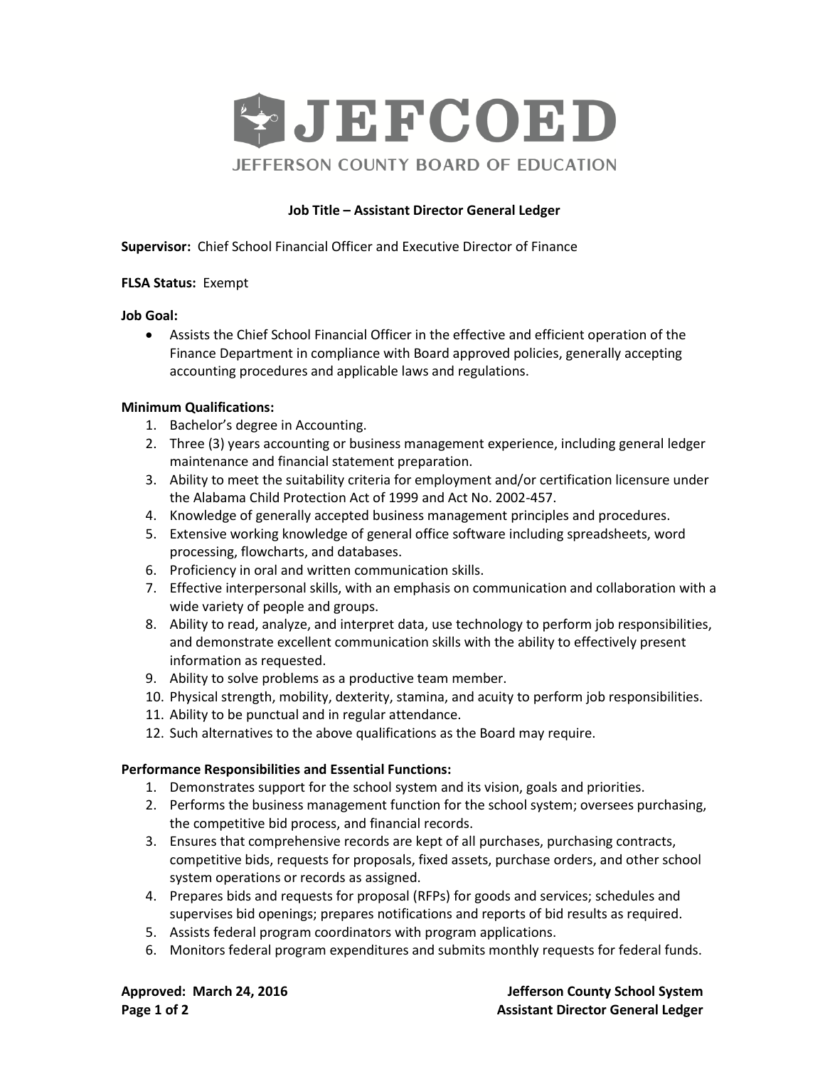# JEFCOED

JEFFERSON COUNTY BOARD OF EDUCATION

## Job Title – Assistant Director General Ledger

**Supervisor:** Chief School Financial Officer and Executive Director of Finance

**FLSA Status:** Exempt

**Job Goal:**

- Assists the Chief School Financial Officer in the effective and efficient operation of the Finance Department in compliance with Board approved policies, generally accepting accounting procedures and applicable laws and regulations.

**Minimum Qualifications:**

1. Bachelor's degree in Accounting.
2. Three (3) years accounting or business management experience, including general ledger maintenance and financial statement preparation.
3. Ability to meet the suitability criteria for employment and/or certification licensure under the Alabama Child Protection Act of 1999 and Act No. 2002-457.
4. Knowledge of generally accepted business management principles and procedures.
5. Extensive working knowledge of general office software including spreadsheets, word processing, flowcharts, and databases.
6. Proficiency in oral and written communication skills.
7. Effective interpersonal skills, with an emphasis on communication and collaboration with a wide variety of people and groups.
8. Ability to read, analyze, and interpret data, use technology to perform job responsibilities, and demonstrate excellent communication skills with the ability to effectively present information as requested.
9. Ability to solve problems as a productive team member.
10. Physical strength, mobility, dexterity, stamina, and acuity to perform job responsibilities.
11. Ability to be punctual and in regular attendance.
12. Such alternatives to the above qualifications as the Board may require.

**Performance Responsibilities and Essential Functions:**

1. Demonstrates support for the school system and its vision, goals and priorities.
2. Performs the business management function for the school system; oversees purchasing, the competitive bid process, and financial records.
3. Ensures that comprehensive records are kept of all purchases, purchasing contracts, competitive bids, requests for proposals, fixed assets, purchase orders, and other school system operations or records as assigned.
4. Prepares bids and requests for proposal (RFPs) for goods and services; schedules and supervises bid openings; prepares notifications and reports of bid results as required.
5. Assists federal program coordinators with program applications.
6. Monitors federal program expenditures and submits monthly requests for federal funds.

**Approved: March 24, 2016**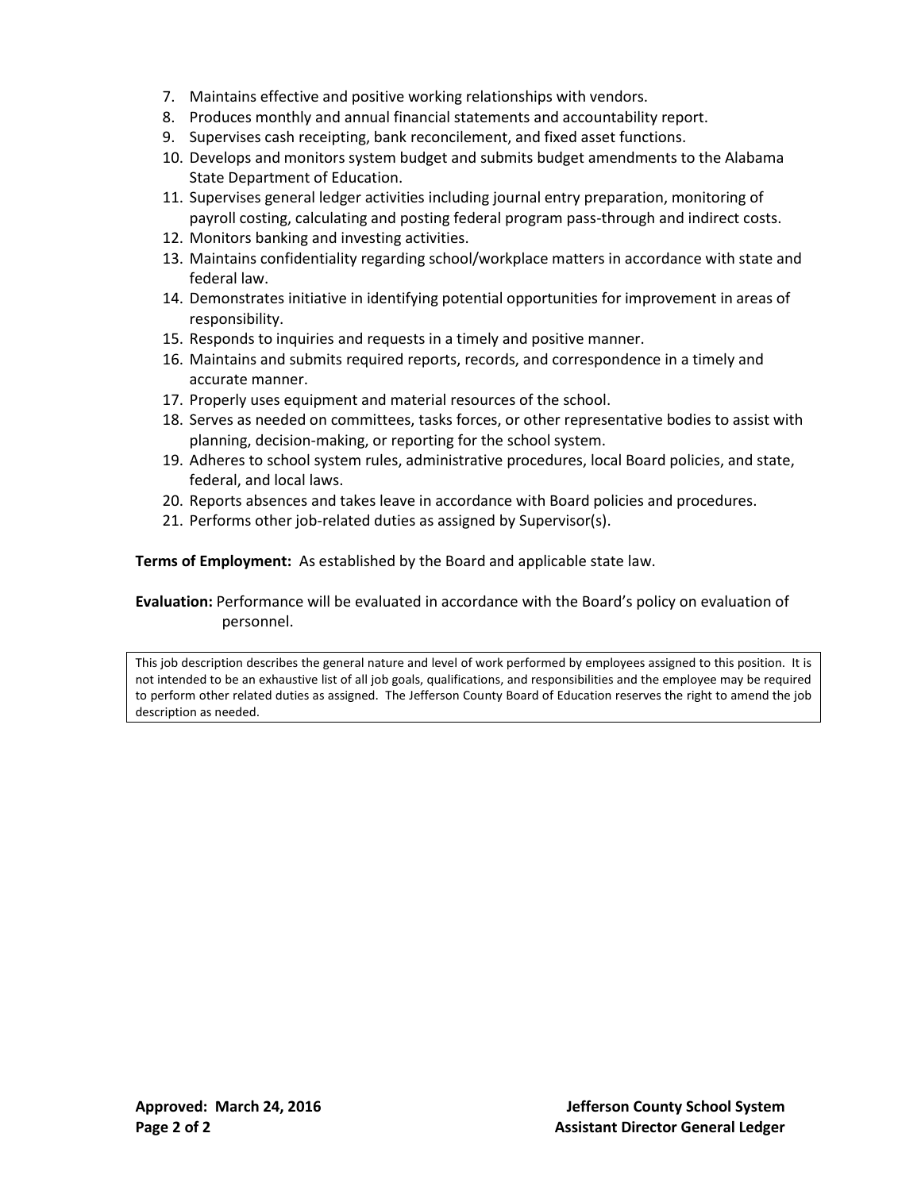7. Maintains effective and positive working relationships with vendors.
8. Produces monthly and annual financial statements and accountability report.
9. Supervises cash receipting, bank reconcilement, and fixed asset functions.
10. Develops and monitors system budget and submits budget amendments to the Alabama State Department of Education.
11. Supervises general ledger activities including journal entry preparation, monitoring of payroll costing, calculating and posting federal program pass-through and indirect costs.
12. Monitors banking and investing activities.
13. Maintains confidentiality regarding school/workplace matters in accordance with state and federal law.
14. Demonstrates initiative in identifying potential opportunities for improvement in areas of responsibility.
15. Responds to inquiries and requests in a timely and positive manner.
16. Maintains and submits required reports, records, and correspondence in a timely and accurate manner.
17. Properly uses equipment and material resources of the school.
18. Serves as needed on committees, tasks forces, or other representative bodies to assist with planning, decision-making, or reporting for the school system.
19. Adheres to school system rules, administrative procedures, local Board policies, and state, federal, and local laws.
20. Reports absences and takes leave in accordance with Board policies and procedures.
21. Performs other job-related duties as assigned by Supervisor(s).

**Terms of Employment:** As established by the Board and applicable state law.

**Evaluation:** Performance will be evaluated in accordance with the Board's policy on evaluation of personnel.

This job description describes the general nature and level of work performed by employees assigned to this position. It is not intended to be an exhaustive list of all job goals, qualifications, and responsibilities and the employee may be required to perform other related duties as assigned. The Jefferson County Board of Education reserves the right to amend the job description as needed.

**Approved: March 24, 2016**